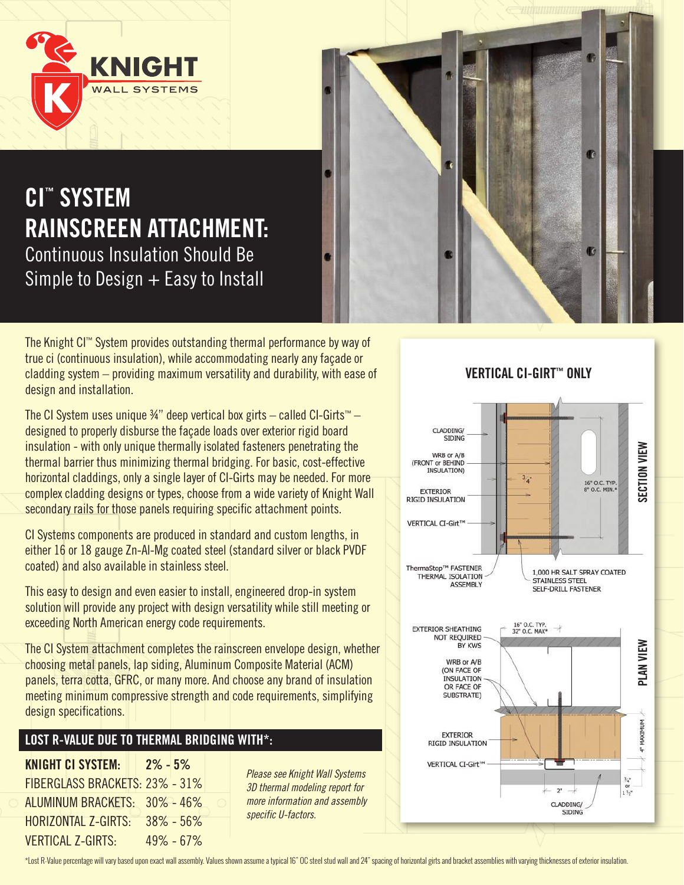# CI™ SYSTEM RAINSCREEN ATTACHMENT:

## Continuous Insulation Should Be Simple to Design + Easy to Install

The Knight CI™ System provides outstanding thermal performance by way of true ci (continuous insulation), while accommodating nearly any façade or cladding system – providing maximum versatility and durability, with ease of design and installation.

The CI System uses unique ¾" deep vertical box girts – called CI-Girts™ – designed to properly disburse the façade loads over exterior rigid board insulation - with only unique thermally isolated fasteners penetrating the thermal barrier thus minimizing thermal bridging. For basic, cost-effective horizontal claddings, only a single layer of CI-Girts may be needed. For more complex cladding designs or types, choose from a wide variety of Knight Wall secondary rails for those panels requiring specific attachment points.

CI Systems components are produced in standard and custom lengths, in either 16 or 18 gauge Zn-Al-Mg coated steel (standard silver or black PVDF coated) and also available in stainless steel.

This easy to design and even easier to install, engineered drop-in system solution will provide any project with design versatility while still meeting or exceeding North American energy code requirements.

The CI System attachment completes the rainscreen envelope design, whether choosing metal panels, lap siding, Aluminum Composite Material (ACM) panels, terra cotta, GFRC, or many more. And choose any brand of insulation meeting minimum compressive strength and code requirements, simplifying design specifications.

### LOST R-VALUE DUE TO THERMAL BRIDGING WITH*:

| | |
|---|---|
| **KNIGHT CI SYSTEM:** | **2% - 5%** |
| FIBERGLASS BRACKETS: | 23% - 31% |
| ALUMINUM BRACKETS: | 30% - 46% |
| HORIZONTAL Z-GIRTS: | 38% - 56% |
| VERTICAL Z-GIRTS: | 49% - 67% |

*Please see Knight Wall Systems 3D thermal modeling report for more information and assembly specific U-factors.*

### VERTICAL CI-GIRT™ ONLY

**SECTION VIEW**

CLADDING/ SIDING

WRB or A/B (FRONT or BEHIND INSULATION)

EXTERIOR RIGID INSULATION

VERTICAL CI-Girt™

¾"

16" O.C. TYP. 8" O.C. MIN.*

ThermaStop™ FASTENER THERMAL ISOLATION ASSEMBLY

1,000 HR SALT SPRAY COATED STAINLESS STEEL SELF-DRILL FASTENER

**PLAN VIEW**

EXTERIOR SHEATHING NOT REQUIRED BY KWS

16" O.C. TYP. 32" O.C. MAX*

WRB or A/B (ON FACE OF INSULATION OR FACE OF SUBSTRATE)

EXTERIOR RIGID INSULATION

4" MAXIMUM

VERTICAL CI-Girt™

2"

¾" or 1 ½"

CLADDING/ SIDING

*Lost R-Value percentage will vary based upon exact wall assembly. Values shown assume a typical 16" OC steel stud wall and 24" spacing of horizontal girts and bracket assemblies with varying thicknesses of exterior insulation.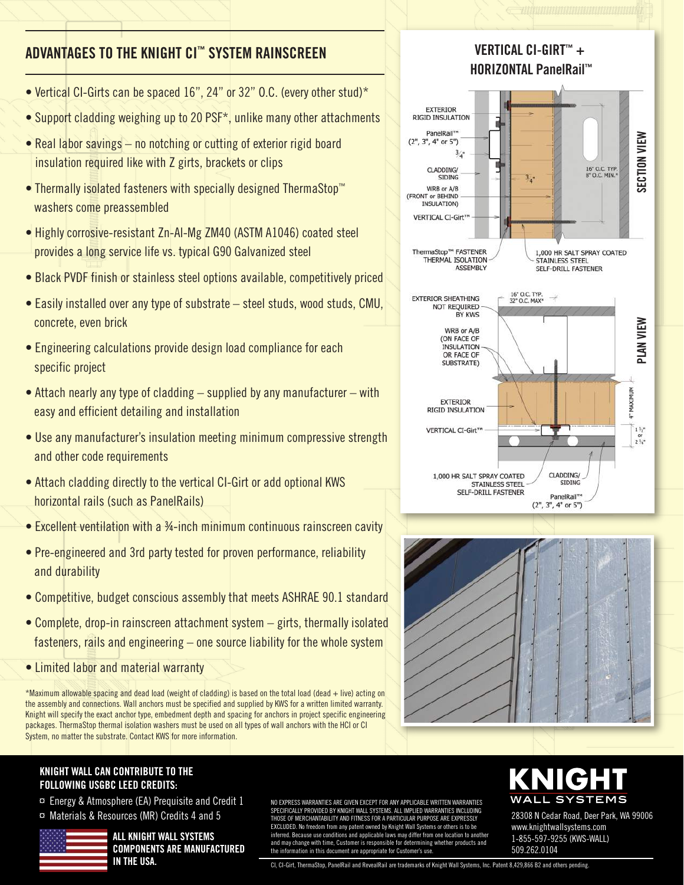## ADVANTAGES TO THE KNIGHT CI™ SYSTEM RAINSCREEN

- Vertical CI-Girts can be spaced 16", 24" or 32" O.C. (every other stud)*
- Support cladding weighing up to 20 PSF*, unlike many other attachments
- Real labor savings – no notching or cutting of exterior rigid board insulation required like with Z girts, brackets or clips
- Thermally isolated fasteners with specially designed ThermaStop™ washers come preassembled
- Highly corrosive-resistant Zn-Al-Mg ZM40 (ASTM A1046) coated steel provides a long service life vs. typical G90 Galvanized steel
- Black PVDF finish or stainless steel options available, competitively priced
- Easily installed over any type of substrate – steel studs, wood studs, CMU, concrete, even brick
- Engineering calculations provide design load compliance for each specific project
- Attach nearly any type of cladding – supplied by any manufacturer – with easy and efficient detailing and installation
- Use any manufacturer's insulation meeting minimum compressive strength and other code requirements
- Attach cladding directly to the vertical CI-Girt or add optional KWS horizontal rails (such as PanelRails)
- Excellent ventilation with a ¾-inch minimum continuous rainscreen cavity
- Pre-engineered and 3rd party tested for proven performance, reliability and durability
- Competitive, budget conscious assembly that meets ASHRAE 90.1 standard
- Complete, drop-in rainscreen attachment system – girts, thermally isolated fasteners, rails and engineering – one source liability for the whole system
- Limited labor and material warranty

*Maximum allowable spacing and dead load (weight of cladding) is based on the total load (dead + live) acting on the assembly and connections. Wall anchors must be specified and supplied by KWS for a written limited warranty. Knight will specify the exact anchor type, embedment depth and spacing for anchors in project specific engineering packages. ThermaStop thermal isolation washers must be used on all types of wall anchors with the HCI or CI System, no matter the substrate. Contact KWS for more information.

## VERTICAL CI-GIRT™ + HORIZONTAL PanelRail™

SECTION VIEW

EXTERIOR RIGID INSULATION

PanelRail™ (2", 3", 4" or 5")

3/4"

CLADDING/ SIDING

WRB or A/B (FRONT or BEHIND INSULATION)

VERTICAL CI-Girt™

16" O.C. TYP. 8" O.C. MIN.*

ThermaStop™ FASTENER THERMAL ISOLATION ASSEMBLY

1,000 HR SALT SPRAY COATED STAINLESS STEEL SELF-DRILL FASTENER

PLAN VIEW

EXTERIOR SHEATHING NOT REQUIRED BY KWS

16" O.C. TYP. 32" O.C. MAX*

WRB or A/B (ON FACE OF INSULATION OR FACE OF SUBSTRATE)

EXTERIOR RIGID INSULATION

4" MAXIMUM

VERTICAL CI-Girt™

1 1/2" or 2 1/4"

1,000 HR SALT SPRAY COATED STAINLESS STEEL SELF-DRILL FASTENER

CLADDING/ SIDING

PanelRail™ (2", 3", 4" or 5")

### KNIGHT WALL CAN CONTRIBUTE TO THE FOLLOWING USGBC LEED CREDITS:

- Energy & Atmosphere (EA) Prequisite and Credit 1
- Materials & Resources (MR) Credits 4 and 5

**ALL KNIGHT WALL SYSTEMS COMPONENTS ARE MANUFACTURED IN THE USA.**

NO EXPRESS WARRANTIES ARE GIVEN EXCEPT FOR ANY APPLICABLE WRITTEN WARRANTIES SPECIFICALLY PROVIDED BY KNIGHT WALL SYSTEMS. ALL IMPLIED WARRANTIES INCLUDING THOSE OF MERCHANTABILITY AND FITNESS FOR A PARTICULAR PURPOSE ARE EXPRESSLY EXCLUDED. No freedom from any patent owned by Knight Wall Systems or others is to be inferred. Because use conditions and applicable laws may differ from one location to another and may change with time, Customer is responsible for determining whether products and the information in this document are appropriate for Customer's use.

**KNIGHT WALL SYSTEMS**

28308 N Cedar Road, Deer Park, WA 99006
www.knightwallsystems.com
1-855-597-9255 (KWS-WALL)
509.262.0104

CI, CI-Girt, ThermaStop, PanelRail and RevealRail are trademarks of Knight Wall Systems, Inc. Patent 8,429,866 B2 and others pending.